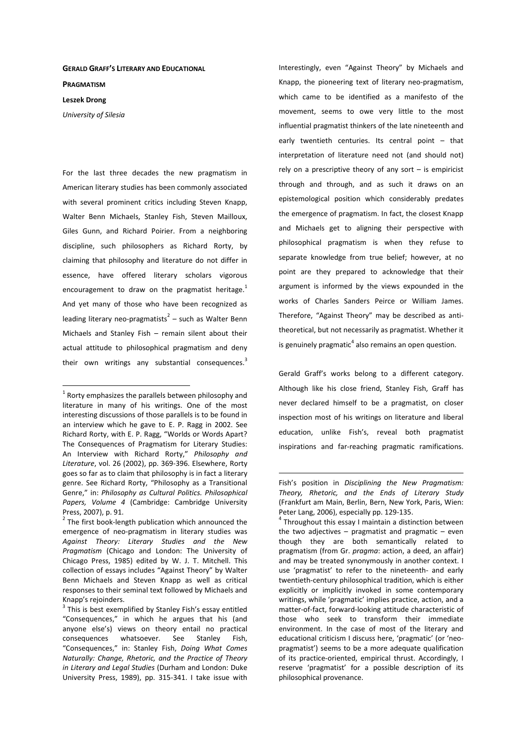# GERALD GRAFF'S LITERARY AND EDUCATIONAL PRAGMATISM

**Leszek Drong**

*University of Silesia*

For the last three decades the new pragmatism in American literary studies has been commonly associated with several prominent critics including Steven Knapp, Walter Benn Michaels, Stanley Fish, Steven Mailloux, Giles Gunn, and Richard Poirier. From a neighboring discipline, such philosophers as Richard Rorty, by claiming that philosophy and literature do not differ in essence, have offered literary scholars vigorous encouragement to draw on the pragmatist heritage.[1] And yet many of those who have been recognized as leading literary neo-pragmatists[2] – such as Walter Benn Michaels and Stanley Fish – remain silent about their actual attitude to philosophical pragmatism and deny their own writings any substantial consequences.[3] Interestingly, even "Against Theory" by Michaels and Knapp, the pioneering text of literary neo-pragmatism, which came to be identified as a manifesto of the movement, seems to owe very little to the most influential pragmatist thinkers of the late nineteenth and early twentieth centuries. Its central point – that interpretation of literature need not (and should not) rely on a prescriptive theory of any sort – is empiricist through and through, and as such it draws on an epistemological position which considerably predates the emergence of pragmatism. In fact, the closest Knapp and Michaels get to aligning their perspective with philosophical pragmatism is when they refuse to separate knowledge from true belief; however, at no point are they prepared to acknowledge that their argument is informed by the views expounded in the works of Charles Sanders Peirce or William James. Therefore, "Against Theory" may be described as anti-theoretical, but not necessarily as pragmatist. Whether it is genuinely pragmatic[4] also remains an open question.

Gerald Graff's works belong to a different category. Although like his close friend, Stanley Fish, Graff has never declared himself to be a pragmatist, on closer inspection most of his writings on literature and liberal education, unlike Fish's, reveal both pragmatist inspirations and far-reaching pragmatic ramifications.

---

[1] Rorty emphasizes the parallels between philosophy and literature in many of his writings. One of the most interesting discussions of those parallels is to be found in an interview which he gave to E. P. Ragg in 2002. See Richard Rorty, with E. P. Ragg, "Worlds or Words Apart? The Consequences of Pragmatism for Literary Studies: An Interview with Richard Rorty," *Philosophy and Literature*, vol. 26 (2002), pp. 369-396. Elsewhere, Rorty goes so far as to claim that philosophy is in fact a literary genre. See Richard Rorty, "Philosophy as a Transitional Genre," in: *Philosophy as Cultural Politics. Philosophical Papers, Volume 4* (Cambridge: Cambridge University Press, 2007), p. 91.

[2] The first book-length publication which announced the emergence of neo-pragmatism in literary studies was *Against Theory: Literary Studies and the New Pragmatism* (Chicago and London: The University of Chicago Press, 1985) edited by W. J. T. Mitchell. This collection of essays includes "Against Theory" by Walter Benn Michaels and Steven Knapp as well as critical responses to their seminal text followed by Michaels and Knapp's rejoinders.

[3] This is best exemplified by Stanley Fish's essay entitled "Consequences," in which he argues that his (and anyone else's) views on theory entail no practical consequences whatsoever. See Stanley Fish, "Consequences," in: Stanley Fish, *Doing What Comes Naturally: Change, Rhetoric, and the Practice of Theory in Literary and Legal Studies* (Durham and London: Duke University Press, 1989), pp. 315-341. I take issue with Fish's position in *Disciplining the New Pragmatism: Theory, Rhetoric, and the Ends of Literary Study* (Frankfurt am Main, Berlin, Bern, New York, Paris, Wien: Peter Lang, 2006), especially pp. 129-135.

[4] Throughout this essay I maintain a distinction between the two adjectives – pragmatist and pragmatic – even though they are both semantically related to pragmatism (from Gr. *pragma*: action, a deed, an affair) and may be treated synonymously in another context. I use 'pragmatist' to refer to the nineteenth- and early twentieth-century philosophical tradition, which is either explicitly or implicitly invoked in some contemporary writings, while 'pragmatic' implies practice, action, and a matter-of-fact, forward-looking attitude characteristic of those who seek to transform their immediate environment. In the case of most of the literary and educational criticism I discuss here, 'pragmatic' (or 'neo-pragmatist') seems to be a more adequate qualification of its practice-oriented, empirical thrust. Accordingly, I reserve 'pragmatist' for a possible description of its philosophical provenance.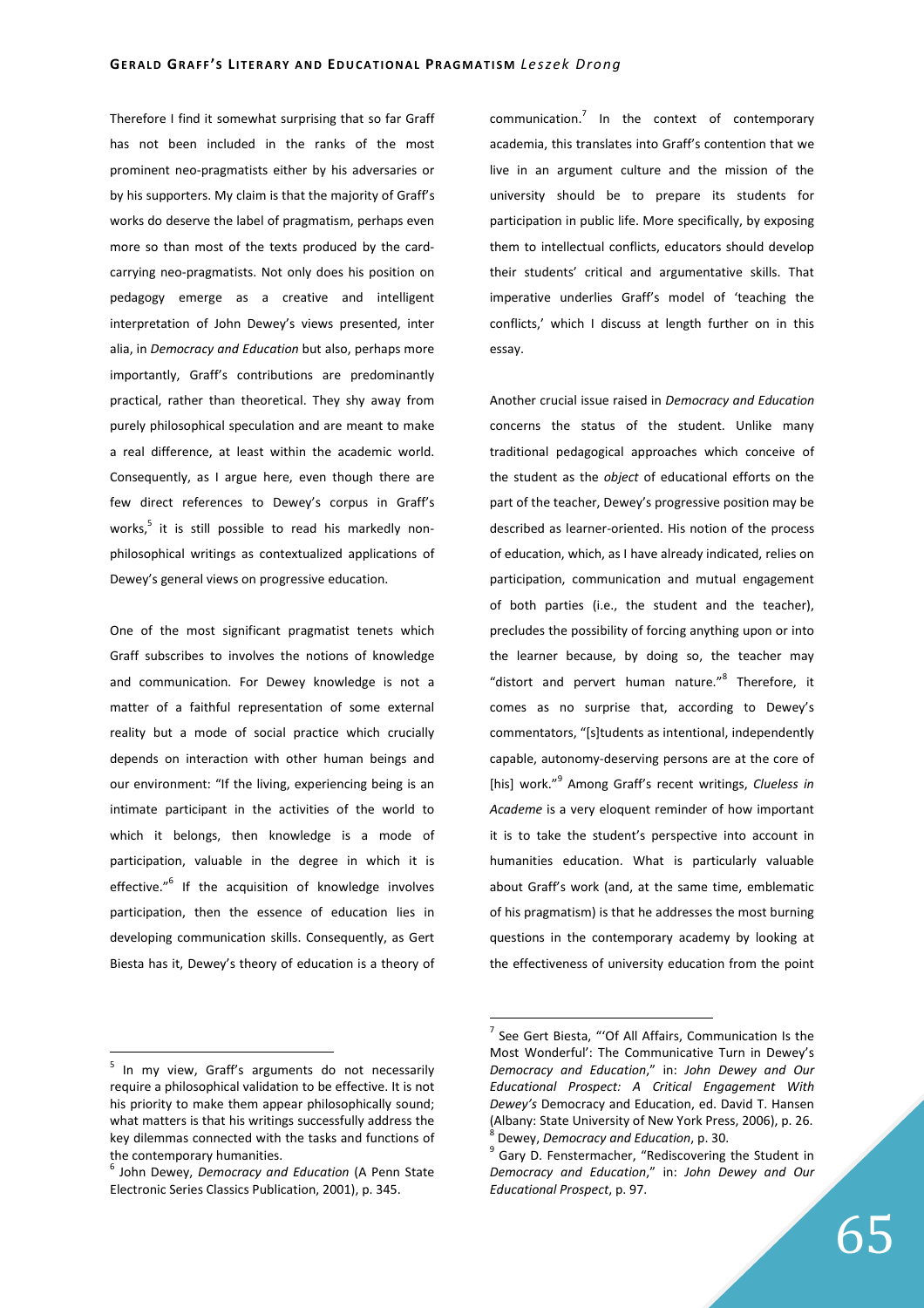Therefore I find it somewhat surprising that so far Graff has not been included in the ranks of the most prominent neo-pragmatists either by his adversaries or by his supporters. My claim is that the majority of Graff's works do deserve the label of pragmatism, perhaps even more so than most of the texts produced by the card-carrying neo-pragmatists. Not only does his position on pedagogy emerge as a creative and intelligent interpretation of John Dewey's views presented, inter alia, in *Democracy and Education* but also, perhaps more importantly, Graff's contributions are predominantly practical, rather than theoretical. They shy away from purely philosophical speculation and are meant to make a real difference, at least within the academic world. Consequently, as I argue here, even though there are few direct references to Dewey's corpus in Graff's works,[5] it is still possible to read his markedly non-philosophical writings as contextualized applications of Dewey's general views on progressive education.

One of the most significant pragmatist tenets which Graff subscribes to involves the notions of knowledge and communication. For Dewey knowledge is not a matter of a faithful representation of some external reality but a mode of social practice which crucially depends on interaction with other human beings and our environment: "If the living, experiencing being is an intimate participant in the activities of the world to which it belongs, then knowledge is a mode of participation, valuable in the degree in which it is effective."[6] If the acquisition of knowledge involves participation, then the essence of education lies in developing communication skills. Consequently, as Gert Biesta has it, Dewey's theory of education is a theory of communication.[7] In the context of contemporary academia, this translates into Graff's contention that we live in an argument culture and the mission of the university should be to prepare its students for participation in public life. More specifically, by exposing them to intellectual conflicts, educators should develop their students' critical and argumentative skills. That imperative underlies Graff's model of 'teaching the conflicts,' which I discuss at length further on in this essay.

Another crucial issue raised in *Democracy and Education* concerns the status of the student. Unlike many traditional pedagogical approaches which conceive of the student as the *object* of educational efforts on the part of the teacher, Dewey's progressive position may be described as learner-oriented. His notion of the process of education, which, as I have already indicated, relies on participation, communication and mutual engagement of both parties (i.e., the student and the teacher), precludes the possibility of forcing anything upon or into the learner because, by doing so, the teacher may "distort and pervert human nature."[8] Therefore, it comes as no surprise that, according to Dewey's commentators, "[s]tudents as intentional, independently capable, autonomy-deserving persons are at the core of [his] work."[9] Among Graff's recent writings, *Clueless in Academe* is a very eloquent reminder of how important it is to take the student's perspective into account in humanities education. What is particularly valuable about Graff's work (and, at the same time, emblematic of his pragmatism) is that he addresses the most burning questions in the contemporary academy by looking at the effectiveness of university education from the point

---

[5] In my view, Graff's arguments do not necessarily require a philosophical validation to be effective. It is not his priority to make them appear philosophically sound; what matters is that his writings successfully address the key dilemmas connected with the tasks and functions of the contemporary humanities.

[6] John Dewey, *Democracy and Education* (A Penn State Electronic Series Classics Publication, 2001), p. 345.

[7] See Gert Biesta, "'Of All Affairs, Communication Is the Most Wonderful': The Communicative Turn in Dewey's *Democracy and Education*," in: *John Dewey and Our Educational Prospect: A Critical Engagement With Dewey's* Democracy and Education, ed. David T. Hansen (Albany: State University of New York Press, 2006), p. 26.

[8] Dewey, *Democracy and Education*, p. 30.

[9] Gary D. Fenstermacher, "Rediscovering the Student in *Democracy and Education*," in: *John Dewey and Our Educational Prospect*, p. 97.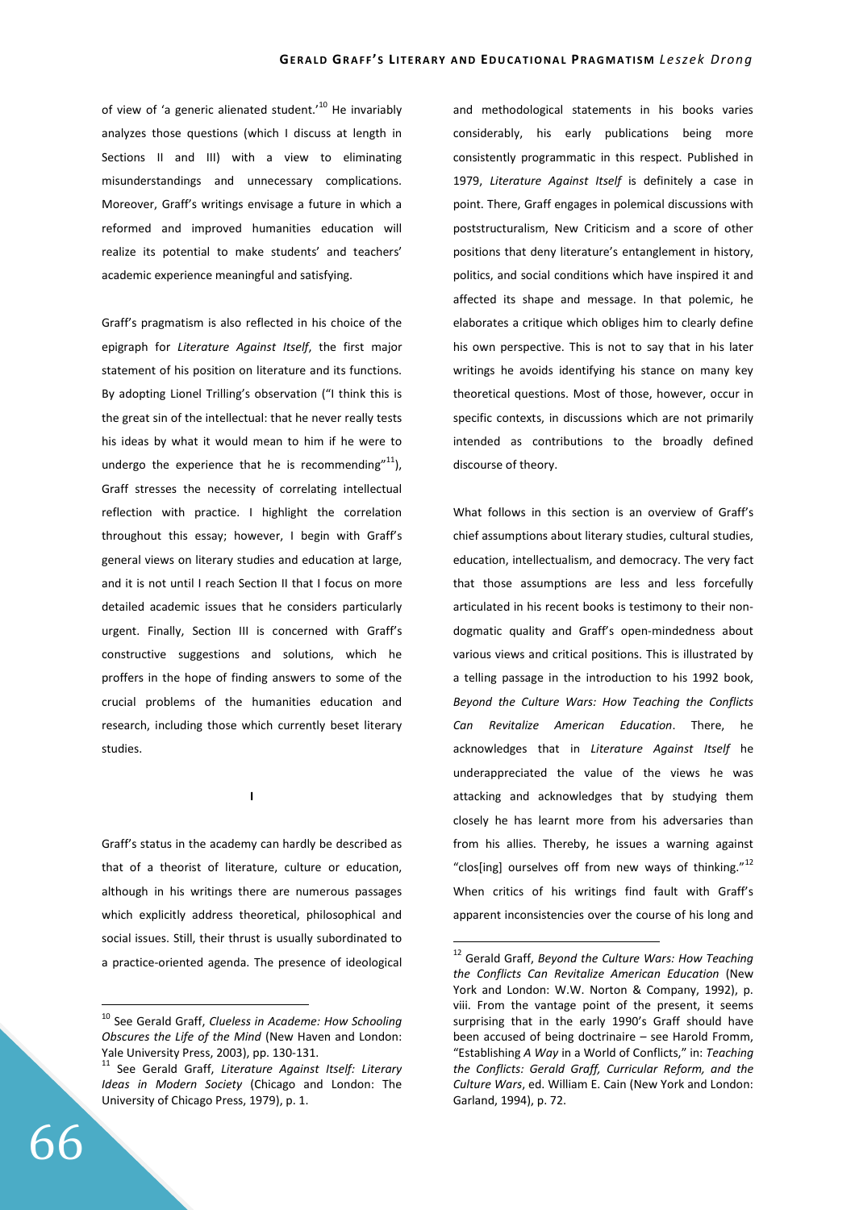of view of 'a generic alienated student.'[10] He invariably analyzes those questions (which I discuss at length in Sections II and III) with a view to eliminating misunderstandings and unnecessary complications. Moreover, Graff's writings envisage a future in which a reformed and improved humanities education will realize its potential to make students' and teachers' academic experience meaningful and satisfying.

Graff's pragmatism is also reflected in his choice of the epigraph for *Literature Against Itself*, the first major statement of his position on literature and its functions. By adopting Lionel Trilling's observation ("I think this is the great sin of the intellectual: that he never really tests his ideas by what it would mean to him if he were to undergo the experience that he is recommending"[11]), Graff stresses the necessity of correlating intellectual reflection with practice. I highlight the correlation throughout this essay; however, I begin with Graff's general views on literary studies and education at large, and it is not until I reach Section II that I focus on more detailed academic issues that he considers particularly urgent. Finally, Section III is concerned with Graff's constructive suggestions and solutions, which he proffers in the hope of finding answers to some of the crucial problems of the humanities education and research, including those which currently beset literary studies.

## I

Graff's status in the academy can hardly be described as that of a theorist of literature, culture or education, although in his writings there are numerous passages which explicitly address theoretical, philosophical and social issues. Still, their thrust is usually subordinated to a practice-oriented agenda. The presence of ideological and methodological statements in his books varies considerably, his early publications being more consistently programmatic in this respect. Published in 1979, *Literature Against Itself* is definitely a case in point. There, Graff engages in polemical discussions with poststructuralism, New Criticism and a score of other positions that deny literature's entanglement in history, politics, and social conditions which have inspired it and affected its shape and message. In that polemic, he elaborates a critique which obliges him to clearly define his own perspective. This is not to say that in his later writings he avoids identifying his stance on many key theoretical questions. Most of those, however, occur in specific contexts, in discussions which are not primarily intended as contributions to the broadly defined discourse of theory.

What follows in this section is an overview of Graff's chief assumptions about literary studies, cultural studies, education, intellectualism, and democracy. The very fact that those assumptions are less and less forcefully articulated in his recent books is testimony to their non-dogmatic quality and Graff's open-mindedness about various views and critical positions. This is illustrated by a telling passage in the introduction to his 1992 book, *Beyond the Culture Wars: How Teaching the Conflicts Can Revitalize American Education*. There, he acknowledges that in *Literature Against Itself* he underappreciated the value of the views he was attacking and acknowledges that by studying them closely he has learnt more from his adversaries than from his allies. Thereby, he issues a warning against "clos[ing] ourselves off from new ways of thinking."[12] When critics of his writings find fault with Graff's apparent inconsistencies over the course of his long and

---

[10] See Gerald Graff, *Clueless in Academe: How Schooling Obscures the Life of the Mind* (New Haven and London: Yale University Press, 2003), pp. 130-131.

[11] See Gerald Graff, *Literature Against Itself: Literary Ideas in Modern Society* (Chicago and London: The University of Chicago Press, 1979), p. 1.

[12] Gerald Graff, *Beyond the Culture Wars: How Teaching the Conflicts Can Revitalize American Education* (New York and London: W.W. Norton & Company, 1992), p. viii. From the vantage point of the present, it seems surprising that in the early 1990's Graff should have been accused of being doctrinaire – see Harold Fromm, "Establishing *A Way* in a World of Conflicts," in: *Teaching the Conflicts: Gerald Graff, Curricular Reform, and the Culture Wars*, ed. William E. Cain (New York and London: Garland, 1994), p. 72.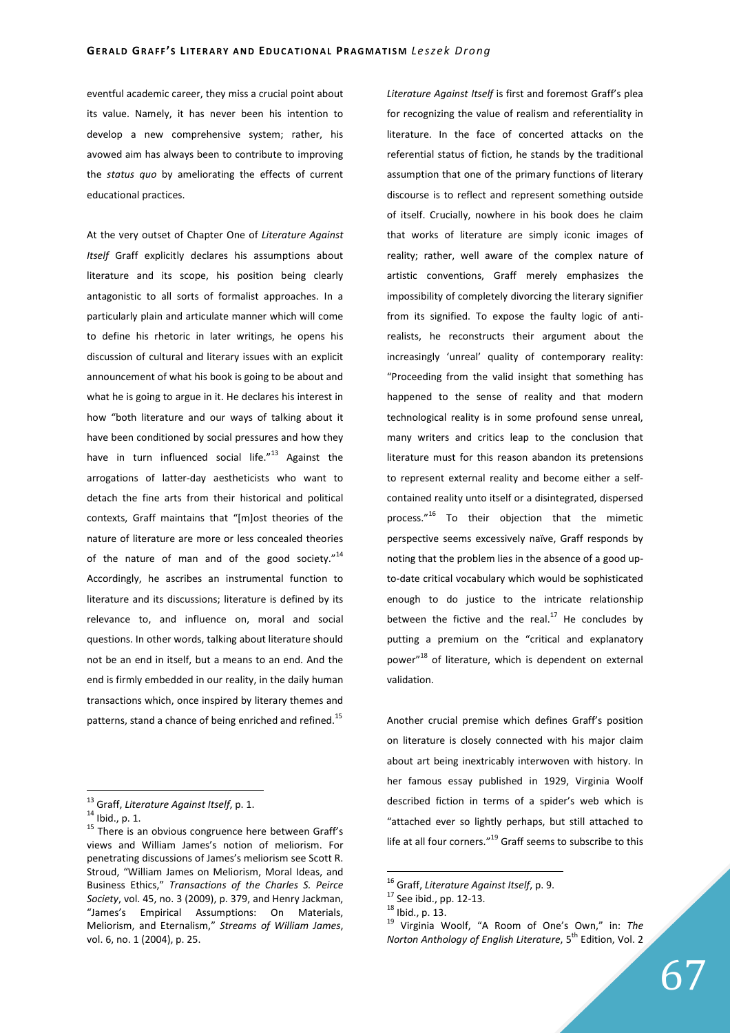eventful academic career, they miss a crucial point about its value. Namely, it has never been his intention to develop a new comprehensive system; rather, his avowed aim has always been to contribute to improving the *status quo* by ameliorating the effects of current educational practices.

At the very outset of Chapter One of *Literature Against Itself* Graff explicitly declares his assumptions about literature and its scope, his position being clearly antagonistic to all sorts of formalist approaches. In a particularly plain and articulate manner which will come to define his rhetoric in later writings, he opens his discussion of cultural and literary issues with an explicit announcement of what his book is going to be about and what he is going to argue in it. He declares his interest in how "both literature and our ways of talking about it have been conditioned by social pressures and how they have in turn influenced social life."[13] Against the arrogations of latter-day aestheticists who want to detach the fine arts from their historical and political contexts, Graff maintains that "[m]ost theories of the nature of literature are more or less concealed theories of the nature of man and of the good society."[14] Accordingly, he ascribes an instrumental function to literature and its discussions; literature is defined by its relevance to, and influence on, moral and social questions. In other words, talking about literature should not be an end in itself, but a means to an end. And the end is firmly embedded in our reality, in the daily human transactions which, once inspired by literary themes and patterns, stand a chance of being enriched and refined.[15]

*Literature Against Itself* is first and foremost Graff's plea for recognizing the value of realism and referentiality in literature. In the face of concerted attacks on the referential status of fiction, he stands by the traditional assumption that one of the primary functions of literary discourse is to reflect and represent something outside of itself. Crucially, nowhere in his book does he claim that works of literature are simply iconic images of reality; rather, well aware of the complex nature of artistic conventions, Graff merely emphasizes the impossibility of completely divorcing the literary signifier from its signified. To expose the faulty logic of anti-realists, he reconstructs their argument about the increasingly 'unreal' quality of contemporary reality: "Proceeding from the valid insight that something has happened to the sense of reality and that modern technological reality is in some profound sense unreal, many writers and critics leap to the conclusion that literature must for this reason abandon its pretensions to represent external reality and become either a self-contained reality unto itself or a disintegrated, dispersed process."[16] To their objection that the mimetic perspective seems excessively naïve, Graff responds by noting that the problem lies in the absence of a good up-to-date critical vocabulary which would be sophisticated enough to do justice to the intricate relationship between the fictive and the real.[17] He concludes by putting a premium on the "critical and explanatory power"[18] of literature, which is dependent on external validation.

Another crucial premise which defines Graff's position on literature is closely connected with his major claim about art being inextricably interwoven with history. In her famous essay published in 1929, Virginia Woolf described fiction in terms of a spider's web which is "attached ever so lightly perhaps, but still attached to life at all four corners."[19] Graff seems to subscribe to this

---

[13] Graff, *Literature Against Itself*, p. 1.

[14] Ibid., p. 1.

[15] There is an obvious congruence here between Graff's views and William James's notion of meliorism. For penetrating discussions of James's meliorism see Scott R. Stroud, "William James on Meliorism, Moral Ideas, and Business Ethics," *Transactions of the Charles S. Peirce Society*, vol. 45, no. 3 (2009), p. 379, and Henry Jackman, "James's Empirical Assumptions: On Materials, Meliorism, and Eternalism," *Streams of William James*, vol. 6, no. 1 (2004), p. 25.

[16] Graff, *Literature Against Itself*, p. 9.

[17] See ibid., pp. 12-13.

[18] Ibid., p. 13.

[19] Virginia Woolf, "A Room of One's Own," in: *The Norton Anthology of English Literature*, 5th Edition, Vol. 2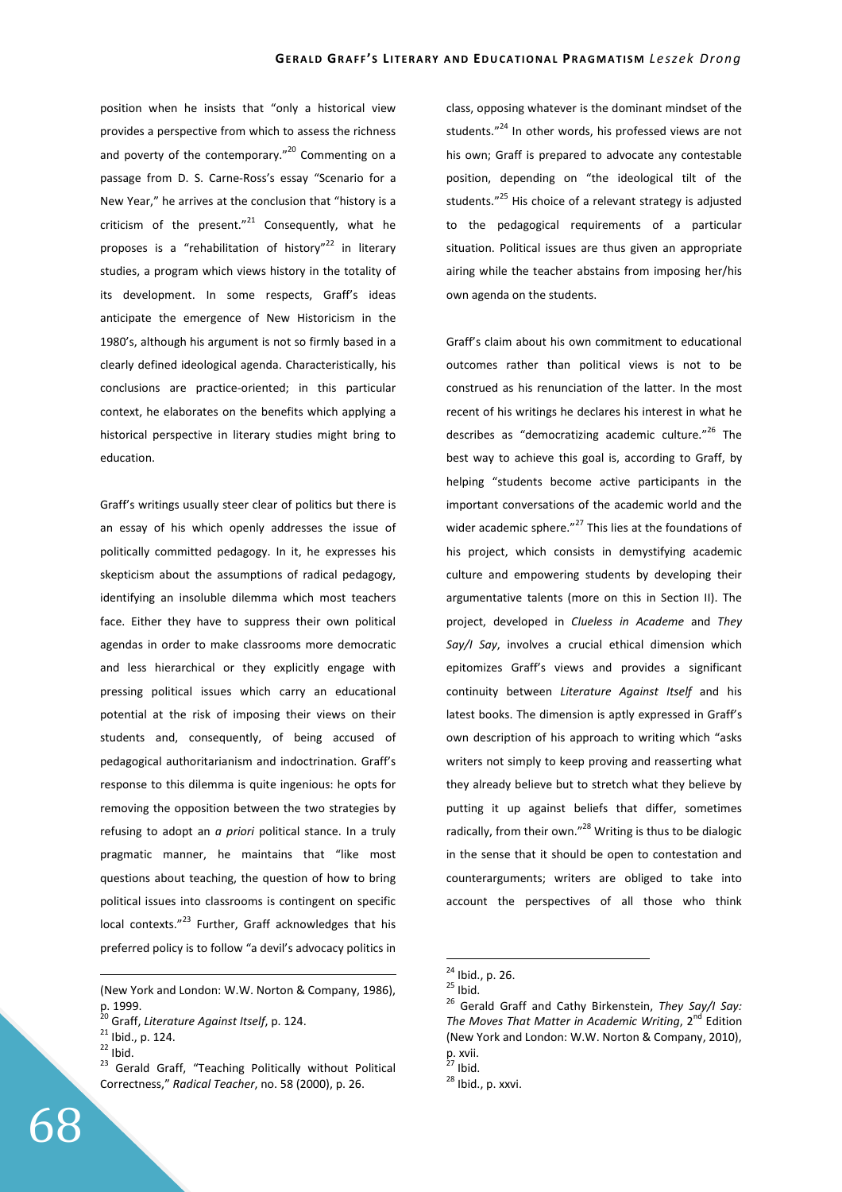position when he insists that "only a historical view provides a perspective from which to assess the richness and poverty of the contemporary."[20] Commenting on a passage from D. S. Carne-Ross's essay "Scenario for a New Year," he arrives at the conclusion that "history is a criticism of the present."[21] Consequently, what he proposes is a "rehabilitation of history"[22] in literary studies, a program which views history in the totality of its development. In some respects, Graff's ideas anticipate the emergence of New Historicism in the 1980's, although his argument is not so firmly based in a clearly defined ideological agenda. Characteristically, his conclusions are practice-oriented; in this particular context, he elaborates on the benefits which applying a historical perspective in literary studies might bring to education.

Graff's writings usually steer clear of politics but there is an essay of his which openly addresses the issue of politically committed pedagogy. In it, he expresses his skepticism about the assumptions of radical pedagogy, identifying an insoluble dilemma which most teachers face. Either they have to suppress their own political agendas in order to make classrooms more democratic and less hierarchical or they explicitly engage with pressing political issues which carry an educational potential at the risk of imposing their views on their students and, consequently, of being accused of pedagogical authoritarianism and indoctrination. Graff's response to this dilemma is quite ingenious: he opts for removing the opposition between the two strategies by refusing to adopt an *a priori* political stance. In a truly pragmatic manner, he maintains that "like most questions about teaching, the question of how to bring political issues into classrooms is contingent on specific local contexts."[23] Further, Graff acknowledges that his preferred policy is to follow "a devil's advocacy politics in class, opposing whatever is the dominant mindset of the students."[24] In other words, his professed views are not his own; Graff is prepared to advocate any contestable position, depending on "the ideological tilt of the students."[25] His choice of a relevant strategy is adjusted to the pedagogical requirements of a particular situation. Political issues are thus given an appropriate airing while the teacher abstains from imposing her/his own agenda on the students.

Graff's claim about his own commitment to educational outcomes rather than political views is not to be construed as his renunciation of the latter. In the most recent of his writings he declares his interest in what he describes as "democratizing academic culture."[26] The best way to achieve this goal is, according to Graff, by helping "students become active participants in the important conversations of the academic world and the wider academic sphere."[27] This lies at the foundations of his project, which consists in demystifying academic culture and empowering students by developing their argumentative talents (more on this in Section II). The project, developed in *Clueless in Academe* and *They Say/I Say*, involves a crucial ethical dimension which epitomizes Graff's views and provides a significant continuity between *Literature Against Itself* and his latest books. The dimension is aptly expressed in Graff's own description of his approach to writing which "asks writers not simply to keep proving and reasserting what they already believe but to stretch what they believe by putting it up against beliefs that differ, sometimes radically, from their own."[28] Writing is thus to be dialogic in the sense that it should be open to contestation and counterarguments; writers are obliged to take into account the perspectives of all those who think

---

(New York and London: W.W. Norton & Company, 1986), p. 1999.

[20] Graff, *Literature Against Itself*, p. 124.

[21] Ibid., p. 124.

[22] Ibid.

[23] Gerald Graff, "Teaching Politically without Political Correctness," *Radical Teacher*, no. 58 (2000), p. 26.

[24] Ibid., p. 26.

[25] Ibid.

[26] Gerald Graff and Cathy Birkenstein, *They Say/I Say: The Moves That Matter in Academic Writing*, 2nd Edition (New York and London: W.W. Norton & Company, 2010), p. xvii.

[27] Ibid.

[28] Ibid., p. xxvi.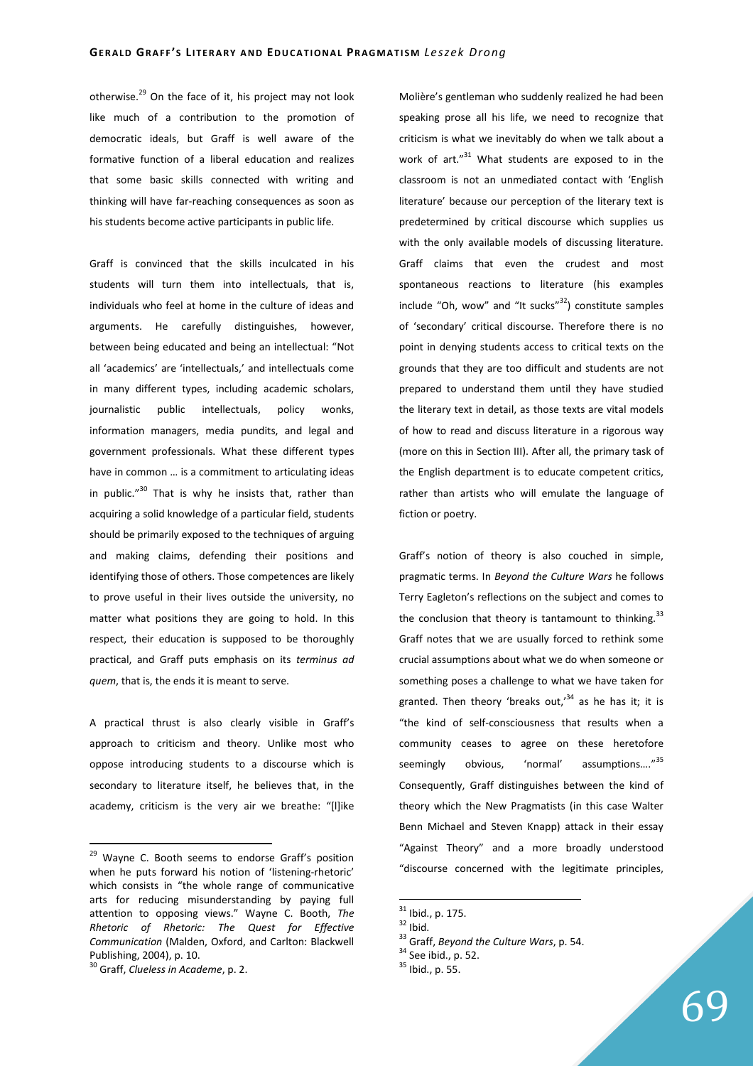otherwise.[29] On the face of it, his project may not look like much of a contribution to the promotion of democratic ideals, but Graff is well aware of the formative function of a liberal education and realizes that some basic skills connected with writing and thinking will have far-reaching consequences as soon as his students become active participants in public life.

Graff is convinced that the skills inculcated in his students will turn them into intellectuals, that is, individuals who feel at home in the culture of ideas and arguments. He carefully distinguishes, however, between being educated and being an intellectual: "Not all 'academics' are 'intellectuals,' and intellectuals come in many different types, including academic scholars, journalistic public intellectuals, policy wonks, information managers, media pundits, and legal and government professionals. What these different types have in common … is a commitment to articulating ideas in public."[30] That is why he insists that, rather than acquiring a solid knowledge of a particular field, students should be primarily exposed to the techniques of arguing and making claims, defending their positions and identifying those of others. Those competences are likely to prove useful in their lives outside the university, no matter what positions they are going to hold. In this respect, their education is supposed to be thoroughly practical, and Graff puts emphasis on its *terminus ad quem*, that is, the ends it is meant to serve.

A practical thrust is also clearly visible in Graff's approach to criticism and theory. Unlike most who oppose introducing students to a discourse which is secondary to literature itself, he believes that, in the academy, criticism is the very air we breathe: "[l]ike Molière's gentleman who suddenly realized he had been speaking prose all his life, we need to recognize that criticism is what we inevitably do when we talk about a work of art."[31] What students are exposed to in the classroom is not an unmediated contact with 'English literature' because our perception of the literary text is predetermined by critical discourse which supplies us with the only available models of discussing literature. Graff claims that even the crudest and most spontaneous reactions to literature (his examples include "Oh, wow" and "It sucks"[32]) constitute samples of 'secondary' critical discourse. Therefore there is no point in denying students access to critical texts on the grounds that they are too difficult and students are not prepared to understand them until they have studied the literary text in detail, as those texts are vital models of how to read and discuss literature in a rigorous way (more on this in Section III). After all, the primary task of the English department is to educate competent critics, rather than artists who will emulate the language of fiction or poetry.

Graff's notion of theory is also couched in simple, pragmatic terms. In *Beyond the Culture Wars* he follows Terry Eagleton's reflections on the subject and comes to the conclusion that theory is tantamount to thinking.[33] Graff notes that we are usually forced to rethink some crucial assumptions about what we do when someone or something poses a challenge to what we have taken for granted. Then theory 'breaks out,'[34] as he has it; it is "the kind of self-consciousness that results when a community ceases to agree on these heretofore seemingly obvious, 'normal' assumptions…."[35] Consequently, Graff distinguishes between the kind of theory which the New Pragmatists (in this case Walter Benn Michael and Steven Knapp) attack in their essay "Against Theory" and a more broadly understood "discourse concerned with the legitimate principles,

---

[29] Wayne C. Booth seems to endorse Graff's position when he puts forward his notion of 'listening-rhetoric' which consists in "the whole range of communicative arts for reducing misunderstanding by paying full attention to opposing views." Wayne C. Booth, *The Rhetoric of Rhetoric: The Quest for Effective Communication* (Malden, Oxford, and Carlton: Blackwell Publishing, 2004), p. 10.

[30] Graff, *Clueless in Academe*, p. 2.

[31] Ibid., p. 175.

[32] Ibid.

[33] Graff, *Beyond the Culture Wars*, p. 54.

[34] See ibid., p. 52.

[35] Ibid., p. 55.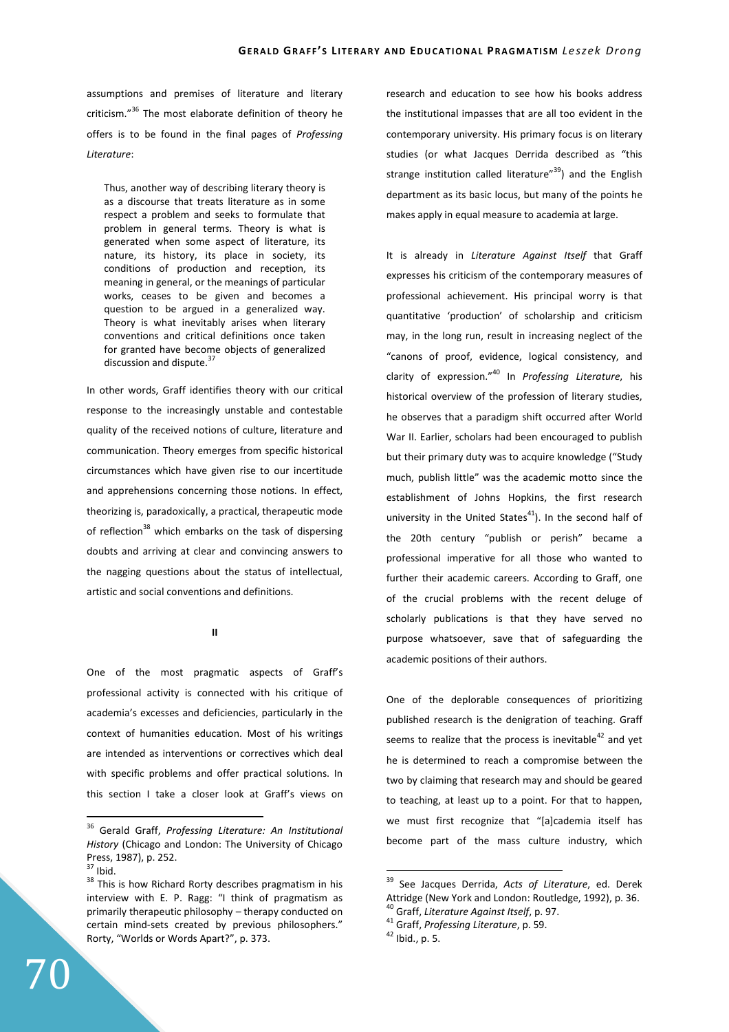assumptions and premises of literature and literary criticism."[36] The most elaborate definition of theory he offers is to be found in the final pages of *Professing Literature*:

> Thus, another way of describing literary theory is as a discourse that treats literature as in some respect a problem and seeks to formulate that problem in general terms. Theory is what is generated when some aspect of literature, its nature, its history, its place in society, its conditions of production and reception, its meaning in general, or the meanings of particular works, ceases to be given and becomes a question to be argued in a generalized way. Theory is what inevitably arises when literary conventions and critical definitions once taken for granted have become objects of generalized discussion and dispute.[37]

In other words, Graff identifies theory with our critical response to the increasingly unstable and contestable quality of the received notions of culture, literature and communication. Theory emerges from specific historical circumstances which have given rise to our incertitude and apprehensions concerning those notions. In effect, theorizing is, paradoxically, a practical, therapeutic mode of reflection[38] which embarks on the task of dispersing doubts and arriving at clear and convincing answers to the nagging questions about the status of intellectual, artistic and social conventions and definitions.

## II

One of the most pragmatic aspects of Graff's professional activity is connected with his critique of academia's excesses and deficiencies, particularly in the context of humanities education. Most of his writings are intended as interventions or correctives which deal with specific problems and offer practical solutions. In this section I take a closer look at Graff's views on research and education to see how his books address the institutional impasses that are all too evident in the contemporary university. His primary focus is on literary studies (or what Jacques Derrida described as "this strange institution called literature"[39]) and the English department as its basic locus, but many of the points he makes apply in equal measure to academia at large.

It is already in *Literature Against Itself* that Graff expresses his criticism of the contemporary measures of professional achievement. His principal worry is that quantitative 'production' of scholarship and criticism may, in the long run, result in increasing neglect of the "canons of proof, evidence, logical consistency, and clarity of expression."[40] In *Professing Literature*, his historical overview of the profession of literary studies, he observes that a paradigm shift occurred after World War II. Earlier, scholars had been encouraged to publish but their primary duty was to acquire knowledge ("Study much, publish little" was the academic motto since the establishment of Johns Hopkins, the first research university in the United States[41]). In the second half of the 20th century "publish or perish" became a professional imperative for all those who wanted to further their academic careers. According to Graff, one of the crucial problems with the recent deluge of scholarly publications is that they have served no purpose whatsoever, save that of safeguarding the academic positions of their authors.

One of the deplorable consequences of prioritizing published research is the denigration of teaching. Graff seems to realize that the process is inevitable[42] and yet he is determined to reach a compromise between the two by claiming that research may and should be geared to teaching, at least up to a point. For that to happen, we must first recognize that "[a]cademia itself has become part of the mass culture industry, which

---

[36] Gerald Graff, *Professing Literature: An Institutional History* (Chicago and London: The University of Chicago Press, 1987), p. 252.

[37] Ibid.

[38] This is how Richard Rorty describes pragmatism in his interview with E. P. Ragg: "I think of pragmatism as primarily therapeutic philosophy – therapy conducted on certain mind-sets created by previous philosophers." Rorty, "Worlds or Words Apart?", p. 373.

[39] See Jacques Derrida, *Acts of Literature*, ed. Derek Attridge (New York and London: Routledge, 1992), p. 36.

[40] Graff, *Literature Against Itself*, p. 97.

[41] Graff, *Professing Literature*, p. 59.

[42] Ibid., p. 5.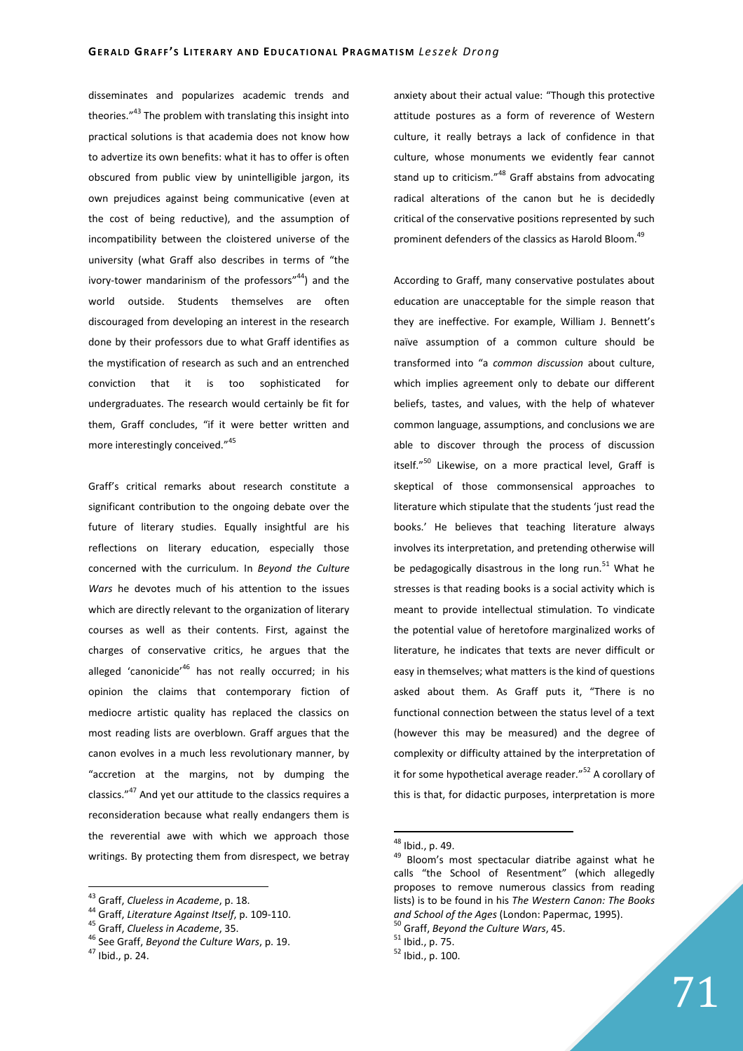disseminates and popularizes academic trends and theories."[43] The problem with translating this insight into practical solutions is that academia does not know how to advertize its own benefits: what it has to offer is often obscured from public view by unintelligible jargon, its own prejudices against being communicative (even at the cost of being reductive), and the assumption of incompatibility between the cloistered universe of the university (what Graff also describes in terms of "the ivory-tower mandarinism of the professors"[44]) and the world outside. Students themselves are often discouraged from developing an interest in the research done by their professors due to what Graff identifies as the mystification of research as such and an entrenched conviction that it is too sophisticated for undergraduates. The research would certainly be fit for them, Graff concludes, "if it were better written and more interestingly conceived."[45]

Graff's critical remarks about research constitute a significant contribution to the ongoing debate over the future of literary studies. Equally insightful are his reflections on literary education, especially those concerned with the curriculum. In *Beyond the Culture Wars* he devotes much of his attention to the issues which are directly relevant to the organization of literary courses as well as their contents. First, against the charges of conservative critics, he argues that the alleged 'canonicide'[46] has not really occurred; in his opinion the claims that contemporary fiction of mediocre artistic quality has replaced the classics on most reading lists are overblown. Graff argues that the canon evolves in a much less revolutionary manner, by "accretion at the margins, not by dumping the classics."[47] And yet our attitude to the classics requires a reconsideration because what really endangers them is the reverential awe with which we approach those writings. By protecting them from disrespect, we betray anxiety about their actual value: "Though this protective attitude postures as a form of reverence of Western culture, it really betrays a lack of confidence in that culture, whose monuments we evidently fear cannot stand up to criticism."[48] Graff abstains from advocating radical alterations of the canon but he is decidedly critical of the conservative positions represented by such prominent defenders of the classics as Harold Bloom.[49]

According to Graff, many conservative postulates about education are unacceptable for the simple reason that they are ineffective. For example, William J. Bennett's naïve assumption of a common culture should be transformed into "a *common discussion* about culture, which implies agreement only to debate our different beliefs, tastes, and values, with the help of whatever common language, assumptions, and conclusions we are able to discover through the process of discussion itself."[50] Likewise, on a more practical level, Graff is skeptical of those commonsensical approaches to literature which stipulate that the students 'just read the books.' He believes that teaching literature always involves its interpretation, and pretending otherwise will be pedagogically disastrous in the long run.[51] What he stresses is that reading books is a social activity which is meant to provide intellectual stimulation. To vindicate the potential value of heretofore marginalized works of literature, he indicates that texts are never difficult or easy in themselves; what matters is the kind of questions asked about them. As Graff puts it, "There is no functional connection between the status level of a text (however this may be measured) and the degree of complexity or difficulty attained by the interpretation of it for some hypothetical average reader."[52] A corollary of this is that, for didactic purposes, interpretation is more

---

[43] Graff, *Clueless in Academe*, p. 18.

[44] Graff, *Literature Against Itself*, p. 109-110.

[45] Graff, *Clueless in Academe*, 35.

[46] See Graff, *Beyond the Culture Wars*, p. 19.

[47] Ibid., p. 24.

[48] Ibid., p. 49.

[49] Bloom's most spectacular diatribe against what he calls "the School of Resentment" (which allegedly proposes to remove numerous classics from reading lists) is to be found in his *The Western Canon: The Books and School of the Ages* (London: Papermac, 1995).

[50] Graff, *Beyond the Culture Wars*, 45.

[51] Ibid., p. 75.

[52] Ibid., p. 100.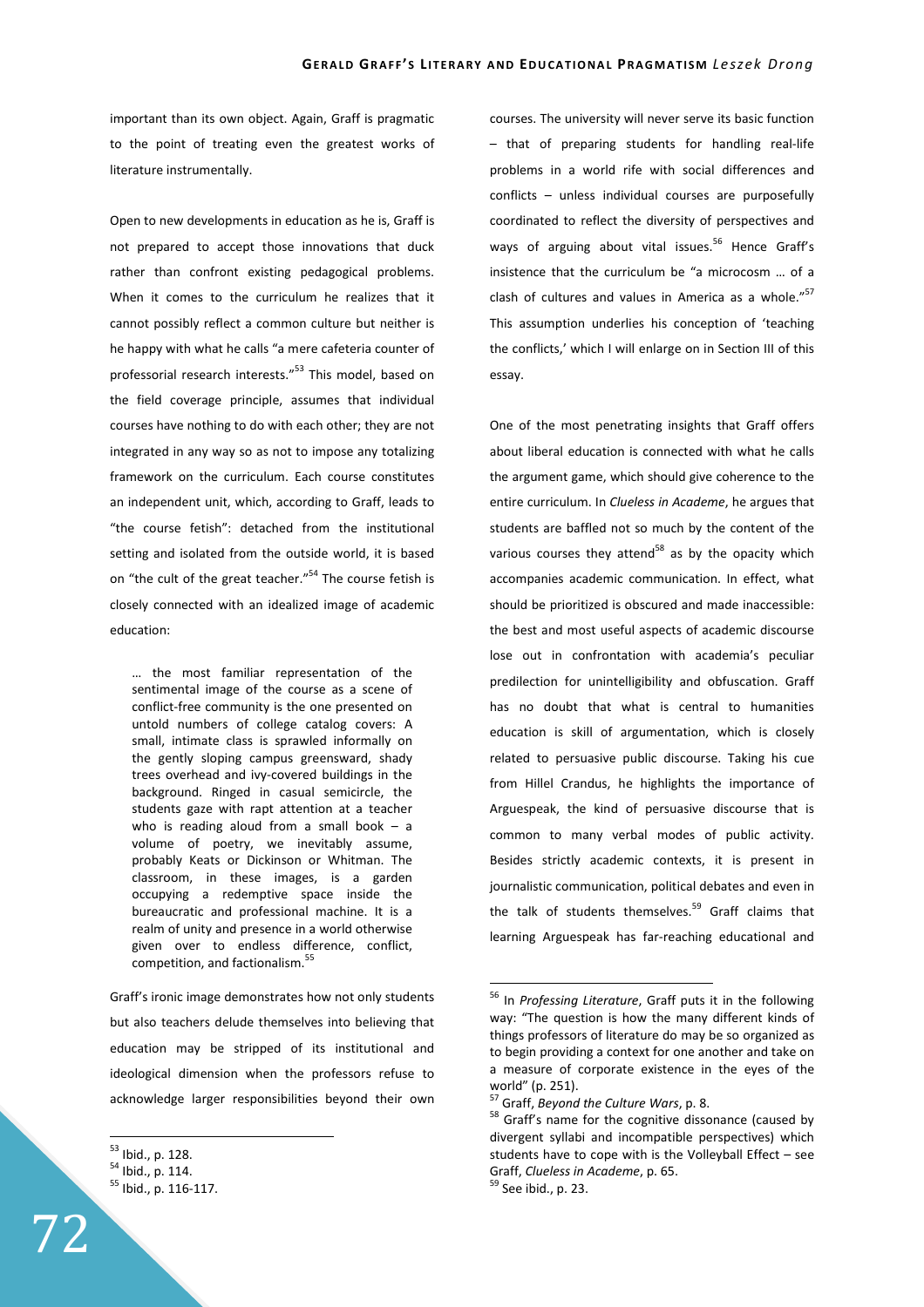important than its own object. Again, Graff is pragmatic to the point of treating even the greatest works of literature instrumentally.

Open to new developments in education as he is, Graff is not prepared to accept those innovations that duck rather than confront existing pedagogical problems. When it comes to the curriculum he realizes that it cannot possibly reflect a common culture but neither is he happy with what he calls "a mere cafeteria counter of professorial research interests."[53] This model, based on the field coverage principle, assumes that individual courses have nothing to do with each other; they are not integrated in any way so as not to impose any totalizing framework on the curriculum. Each course constitutes an independent unit, which, according to Graff, leads to "the course fetish": detached from the institutional setting and isolated from the outside world, it is based on "the cult of the great teacher."[54] The course fetish is closely connected with an idealized image of academic education:

> … the most familiar representation of the sentimental image of the course as a scene of conflict-free community is the one presented on untold numbers of college catalog covers: A small, intimate class is sprawled informally on the gently sloping campus greensward, shady trees overhead and ivy-covered buildings in the background. Ringed in casual semicircle, the students gaze with rapt attention at a teacher who is reading aloud from a small book – a volume of poetry, we inevitably assume, probably Keats or Dickinson or Whitman. The classroom, in these images, is a garden occupying a redemptive space inside the bureaucratic and professional machine. It is a realm of unity and presence in a world otherwise given over to endless difference, conflict, competition, and factionalism.[55]

Graff's ironic image demonstrates how not only students but also teachers delude themselves into believing that education may be stripped of its institutional and ideological dimension when the professors refuse to acknowledge larger responsibilities beyond their own courses. The university will never serve its basic function – that of preparing students for handling real-life problems in a world rife with social differences and conflicts – unless individual courses are purposefully coordinated to reflect the diversity of perspectives and ways of arguing about vital issues.[56] Hence Graff's insistence that the curriculum be "a microcosm … of a clash of cultures and values in America as a whole."[57] This assumption underlies his conception of 'teaching the conflicts,' which I will enlarge on in Section III of this essay.

One of the most penetrating insights that Graff offers about liberal education is connected with what he calls the argument game, which should give coherence to the entire curriculum. In *Clueless in Academe*, he argues that students are baffled not so much by the content of the various courses they attend[58] as by the opacity which accompanies academic communication. In effect, what should be prioritized is obscured and made inaccessible: the best and most useful aspects of academic discourse lose out in confrontation with academia's peculiar predilection for unintelligibility and obfuscation. Graff has no doubt that what is central to humanities education is skill of argumentation, which is closely related to persuasive public discourse. Taking his cue from Hillel Crandus, he highlights the importance of Arguespeak, the kind of persuasive discourse that is common to many verbal modes of public activity. Besides strictly academic contexts, it is present in journalistic communication, political debates and even in the talk of students themselves.[59] Graff claims that learning Arguespeak has far-reaching educational and

---

[53] Ibid., p. 128.

[54] Ibid., p. 114.

[55] Ibid., p. 116-117.

[56] In *Professing Literature*, Graff puts it in the following way: "The question is how the many different kinds of things professors of literature do may be so organized as to begin providing a context for one another and take on a measure of corporate existence in the eyes of the world" (p. 251).

[57] Graff, *Beyond the Culture Wars*, p. 8.

[58] Graff's name for the cognitive dissonance (caused by divergent syllabi and incompatible perspectives) which students have to cope with is the Volleyball Effect – see Graff, *Clueless in Academe*, p. 65.

[59] See ibid., p. 23.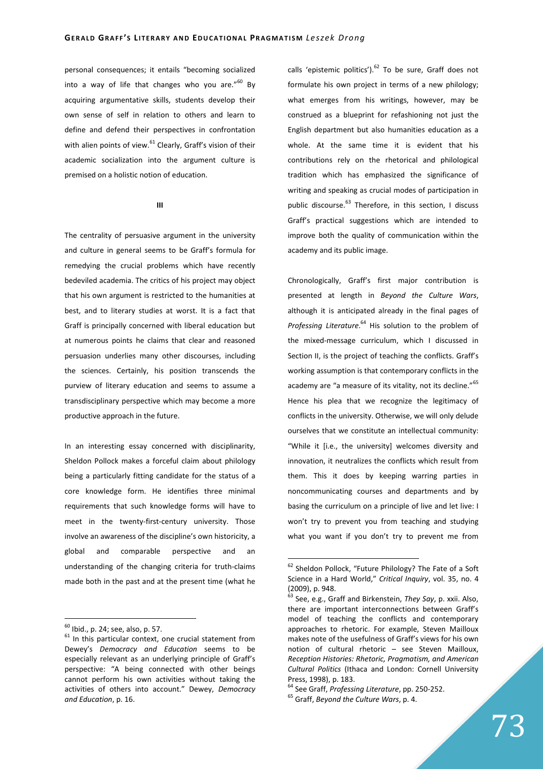personal consequences; it entails "becoming socialized into a way of life that changes who you are."[60] By acquiring argumentative skills, students develop their own sense of self in relation to others and learn to define and defend their perspectives in confrontation with alien points of view.[61] Clearly, Graff's vision of their academic socialization into the argument culture is premised on a holistic notion of education.

## III

The centrality of persuasive argument in the university and culture in general seems to be Graff's formula for remedying the crucial problems which have recently bedeviled academia. The critics of his project may object that his own argument is restricted to the humanities at best, and to literary studies at worst. It is a fact that Graff is principally concerned with liberal education but at numerous points he claims that clear and reasoned persuasion underlies many other discourses, including the sciences. Certainly, his position transcends the purview of literary education and seems to assume a transdisciplinary perspective which may become a more productive approach in the future.

In an interesting essay concerned with disciplinarity, Sheldon Pollock makes a forceful claim about philology being a particularly fitting candidate for the status of a core knowledge form. He identifies three minimal requirements that such knowledge forms will have to meet in the twenty-first-century university. Those involve an awareness of the discipline's own historicity, a global and comparable perspective and an understanding of the changing criteria for truth-claims made both in the past and at the present time (what he calls 'epistemic politics').[62] To be sure, Graff does not formulate his own project in terms of a new philology; what emerges from his writings, however, may be construed as a blueprint for refashioning not just the English department but also humanities education as a whole. At the same time it is evident that his contributions rely on the rhetorical and philological tradition which has emphasized the significance of writing and speaking as crucial modes of participation in public discourse.[63] Therefore, in this section, I discuss Graff's practical suggestions which are intended to improve both the quality of communication within the academy and its public image.

Chronologically, Graff's first major contribution is presented at length in *Beyond the Culture Wars*, although it is anticipated already in the final pages of *Professing Literature*.[64] His solution to the problem of the mixed-message curriculum, which I discussed in Section II, is the project of teaching the conflicts. Graff's working assumption is that contemporary conflicts in the academy are "a measure of its vitality, not its decline."[65] Hence his plea that we recognize the legitimacy of conflicts in the university. Otherwise, we will only delude ourselves that we constitute an intellectual community: "While it [i.e., the university] welcomes diversity and innovation, it neutralizes the conflicts which result from them. This it does by keeping warring parties in noncommunicating courses and departments and by basing the curriculum on a principle of live and let live: I won't try to prevent you from teaching and studying what you want if you don't try to prevent me from

---

[60] Ibid., p. 24; see, also, p. 57.

[61] In this particular context, one crucial statement from Dewey's *Democracy and Education* seems to be especially relevant as an underlying principle of Graff's perspective: "A being connected with other beings cannot perform his own activities without taking the activities of others into account." Dewey, *Democracy and Education*, p. 16.

[62] Sheldon Pollock, "Future Philology? The Fate of a Soft Science in a Hard World," *Critical Inquiry*, vol. 35, no. 4 (2009), p. 948.

[63] See, e.g., Graff and Birkenstein, *They Say*, p. xxii. Also, there are important interconnections between Graff's model of teaching the conflicts and contemporary approaches to rhetoric. For example, Steven Mailloux makes note of the usefulness of Graff's views for his own notion of cultural rhetoric – see Steven Mailloux, *Reception Histories: Rhetoric, Pragmatism, and American Cultural Politics* (Ithaca and London: Cornell University Press, 1998), p. 183.

[64] See Graff, *Professing Literature*, pp. 250-252.

[65] Graff, *Beyond the Culture Wars*, p. 4.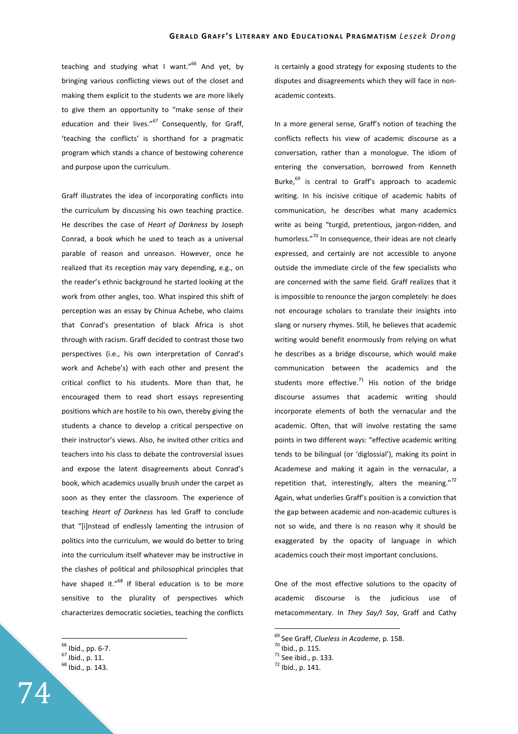teaching and studying what I want."[66] And yet, by bringing various conflicting views out of the closet and making them explicit to the students we are more likely to give them an opportunity to "make sense of their education and their lives."[67] Consequently, for Graff, 'teaching the conflicts' is shorthand for a pragmatic program which stands a chance of bestowing coherence and purpose upon the curriculum.

Graff illustrates the idea of incorporating conflicts into the curriculum by discussing his own teaching practice. He describes the case of *Heart of Darkness* by Joseph Conrad, a book which he used to teach as a universal parable of reason and unreason. However, once he realized that its reception may vary depending, e.g., on the reader's ethnic background he started looking at the work from other angles, too. What inspired this shift of perception was an essay by Chinua Achebe, who claims that Conrad's presentation of black Africa is shot through with racism. Graff decided to contrast those two perspectives (i.e., his own interpretation of Conrad's work and Achebe's) with each other and present the critical conflict to his students. More than that, he encouraged them to read short essays representing positions which are hostile to his own, thereby giving the students a chance to develop a critical perspective on their instructor's views. Also, he invited other critics and teachers into his class to debate the controversial issues and expose the latent disagreements about Conrad's book, which academics usually brush under the carpet as soon as they enter the classroom. The experience of teaching *Heart of Darkness* has led Graff to conclude that "[i]nstead of endlessly lamenting the intrusion of politics into the curriculum, we would do better to bring into the curriculum itself whatever may be instructive in the clashes of political and philosophical principles that have shaped it."[68] If liberal education is to be more sensitive to the plurality of perspectives which characterizes democratic societies, teaching the conflicts is certainly a good strategy for exposing students to the disputes and disagreements which they will face in non-academic contexts.

In a more general sense, Graff's notion of teaching the conflicts reflects his view of academic discourse as a conversation, rather than a monologue. The idiom of entering the conversation, borrowed from Kenneth Burke,[69] is central to Graff's approach to academic writing. In his incisive critique of academic habits of communication, he describes what many academics write as being "turgid, pretentious, jargon-ridden, and humorless."[70] In consequence, their ideas are not clearly expressed, and certainly are not accessible to anyone outside the immediate circle of the few specialists who are concerned with the same field. Graff realizes that it is impossible to renounce the jargon completely: he does not encourage scholars to translate their insights into slang or nursery rhymes. Still, he believes that academic writing would benefit enormously from relying on what he describes as a bridge discourse, which would make communication between the academics and the students more effective.[71] His notion of the bridge discourse assumes that academic writing should incorporate elements of both the vernacular and the academic. Often, that will involve restating the same points in two different ways: "effective academic writing tends to be bilingual (or 'diglossial'), making its point in Academese and making it again in the vernacular, a repetition that, interestingly, alters the meaning."[72] Again, what underlies Graff's position is a conviction that the gap between academic and non-academic cultures is not so wide, and there is no reason why it should be exaggerated by the opacity of language in which academics couch their most important conclusions.

One of the most effective solutions to the opacity of academic discourse is the judicious use of metacommentary. In *They Say/I Say*, Graff and Cathy

[66] Ibid., pp. 6-7.
[67] Ibid., p. 11.
[68] Ibid., p. 143.
[69] See Graff, *Clueless in Academe*, p. 158.
[70] Ibid., p. 115.
[71] See ibid., p. 133.
[72] Ibid., p. 141.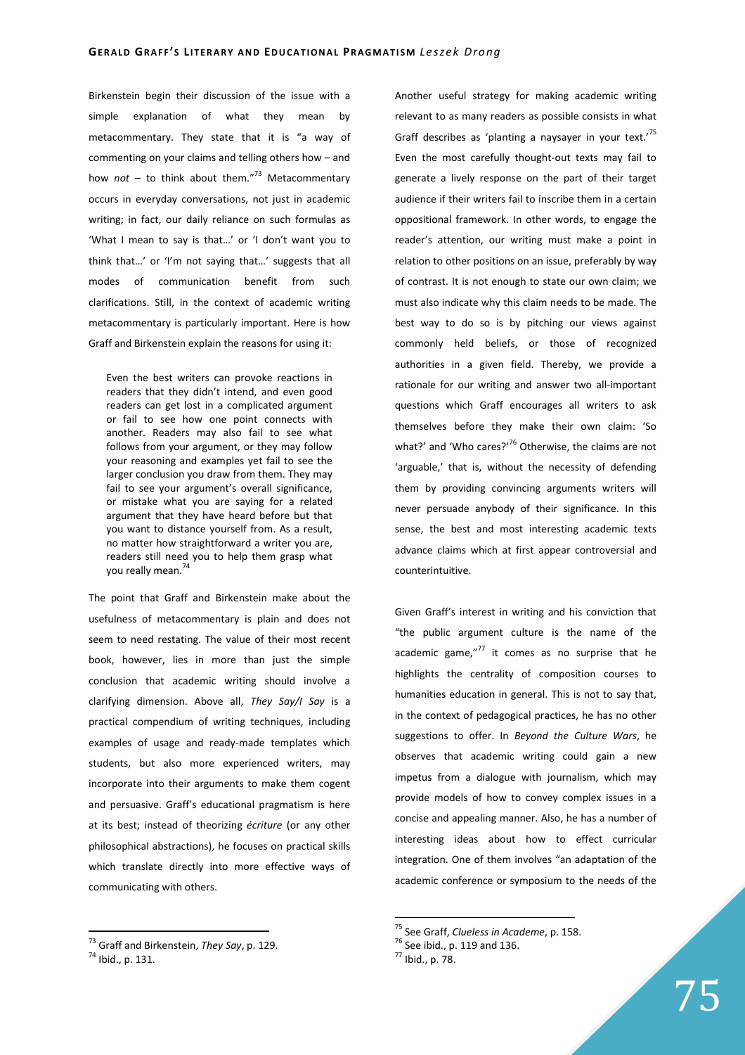Birkenstein begin their discussion of the issue with a simple explanation of what they mean by metacommentary. They state that it is "a way of commenting on your claims and telling others how – and how *not* – to think about them."[73] Metacommentary occurs in everyday conversations, not just in academic writing; in fact, our daily reliance on such formulas as 'What I mean to say is that…' or 'I don't want you to think that…' or 'I'm not saying that…' suggests that all modes of communication benefit from such clarifications. Still, in the context of academic writing metacommentary is particularly important. Here is how Graff and Birkenstein explain the reasons for using it:

> Even the best writers can provoke reactions in readers that they didn't intend, and even good readers can get lost in a complicated argument or fail to see how one point connects with another. Readers may also fail to see what follows from your argument, or they may follow your reasoning and examples yet fail to see the larger conclusion you draw from them. They may fail to see your argument's overall significance, or mistake what you are saying for a related argument that they have heard before but that you want to distance yourself from. As a result, no matter how straightforward a writer you are, readers still need you to help them grasp what you really mean.[74]

The point that Graff and Birkenstein make about the usefulness of metacommentary is plain and does not seem to need restating. The value of their most recent book, however, lies in more than just the simple conclusion that academic writing should involve a clarifying dimension. Above all, *They Say/I Say* is a practical compendium of writing techniques, including examples of usage and ready-made templates which students, but also more experienced writers, may incorporate into their arguments to make them cogent and persuasive. Graff's educational pragmatism is here at its best; instead of theorizing *écriture* (or any other philosophical abstractions), he focuses on practical skills which translate directly into more effective ways of communicating with others.

Another useful strategy for making academic writing relevant to as many readers as possible consists in what Graff describes as 'planting a naysayer in your text.'[75] Even the most carefully thought-out texts may fail to generate a lively response on the part of their target audience if their writers fail to inscribe them in a certain oppositional framework. In other words, to engage the reader's attention, our writing must make a point in relation to other positions on an issue, preferably by way of contrast. It is not enough to state our own claim; we must also indicate why this claim needs to be made. The best way to do so is by pitching our views against commonly held beliefs, or those of recognized authorities in a given field. Thereby, we provide a rationale for our writing and answer two all-important questions which Graff encourages all writers to ask themselves before they make their own claim: 'So what?' and 'Who cares?'[76] Otherwise, the claims are not 'arguable,' that is, without the necessity of defending them by providing convincing arguments writers will never persuade anybody of their significance. In this sense, the best and most interesting academic texts advance claims which at first appear controversial and counterintuitive.

Given Graff's interest in writing and his conviction that "the public argument culture is the name of the academic game,"[77] it comes as no surprise that he highlights the centrality of composition courses to humanities education in general. This is not to say that, in the context of pedagogical practices, he has no other suggestions to offer. In *Beyond the Culture Wars*, he observes that academic writing could gain a new impetus from a dialogue with journalism, which may provide models of how to convey complex issues in a concise and appealing manner. Also, he has a number of interesting ideas about how to effect curricular integration. One of them involves "an adaptation of the academic conference or symposium to the needs of the

---

[73] Graff and Birkenstein, *They Say*, p. 129.
[74] Ibid., p. 131.
[75] See Graff, *Clueless in Academe*, p. 158.
[76] See ibid., p. 119 and 136.
[77] Ibid., p. 78.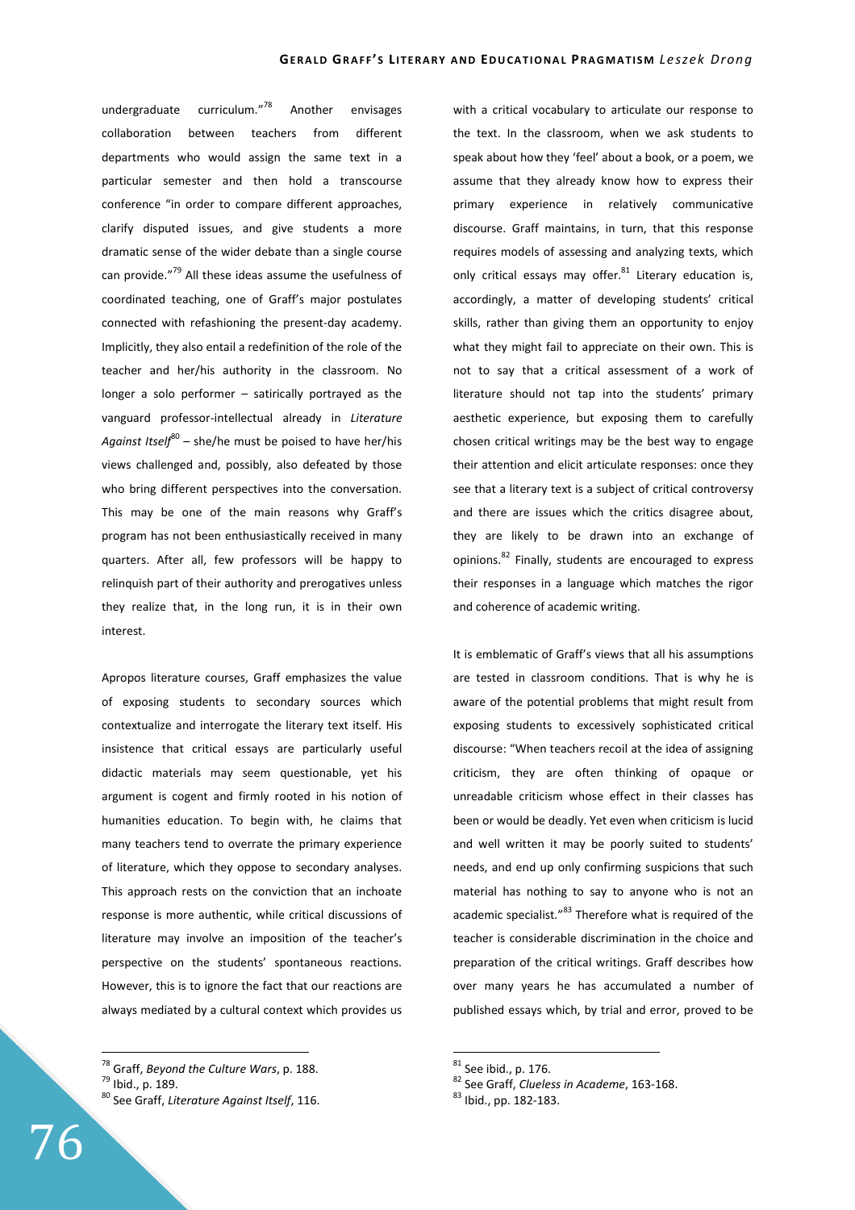undergraduate curriculum."[78] Another envisages collaboration between teachers from different departments who would assign the same text in a particular semester and then hold a transcourse conference "in order to compare different approaches, clarify disputed issues, and give students a more dramatic sense of the wider debate than a single course can provide."[79] All these ideas assume the usefulness of coordinated teaching, one of Graff's major postulates connected with refashioning the present-day academy. Implicitly, they also entail a redefinition of the role of the teacher and her/his authority in the classroom. No longer a solo performer – satirically portrayed as the vanguard professor-intellectual already in *Literature Against Itself*[80] – she/he must be poised to have her/his views challenged and, possibly, also defeated by those who bring different perspectives into the conversation. This may be one of the main reasons why Graff's program has not been enthusiastically received in many quarters. After all, few professors will be happy to relinquish part of their authority and prerogatives unless they realize that, in the long run, it is in their own interest.

Apropos literature courses, Graff emphasizes the value of exposing students to secondary sources which contextualize and interrogate the literary text itself. His insistence that critical essays are particularly useful didactic materials may seem questionable, yet his argument is cogent and firmly rooted in his notion of humanities education. To begin with, he claims that many teachers tend to overrate the primary experience of literature, which they oppose to secondary analyses. This approach rests on the conviction that an inchoate response is more authentic, while critical discussions of literature may involve an imposition of the teacher's perspective on the students' spontaneous reactions. However, this is to ignore the fact that our reactions are always mediated by a cultural context which provides us with a critical vocabulary to articulate our response to the text. In the classroom, when we ask students to speak about how they 'feel' about a book, or a poem, we assume that they already know how to express their primary experience in relatively communicative discourse. Graff maintains, in turn, that this response requires models of assessing and analyzing texts, which only critical essays may offer.[81] Literary education is, accordingly, a matter of developing students' critical skills, rather than giving them an opportunity to enjoy what they might fail to appreciate on their own. This is not to say that a critical assessment of a work of literature should not tap into the students' primary aesthetic experience, but exposing them to carefully chosen critical writings may be the best way to engage their attention and elicit articulate responses: once they see that a literary text is a subject of critical controversy and there are issues which the critics disagree about, they are likely to be drawn into an exchange of opinions.[82] Finally, students are encouraged to express their responses in a language which matches the rigor and coherence of academic writing.

It is emblematic of Graff's views that all his assumptions are tested in classroom conditions. That is why he is aware of the potential problems that might result from exposing students to excessively sophisticated critical discourse: "When teachers recoil at the idea of assigning criticism, they are often thinking of opaque or unreadable criticism whose effect in their classes has been or would be deadly. Yet even when criticism is lucid and well written it may be poorly suited to students' needs, and end up only confirming suspicions that such material has nothing to say to anyone who is not an academic specialist."[83] Therefore what is required of the teacher is considerable discrimination in the choice and preparation of the critical writings. Graff describes how over many years he has accumulated a number of published essays which, by trial and error, proved to be

---

[78] Graff, *Beyond the Culture Wars*, p. 188.
[79] Ibid., p. 189.
[80] See Graff, *Literature Against Itself*, 116.
[81] See ibid., p. 176.
[82] See Graff, *Clueless in Academe*, 163-168.
[83] Ibid., pp. 182-183.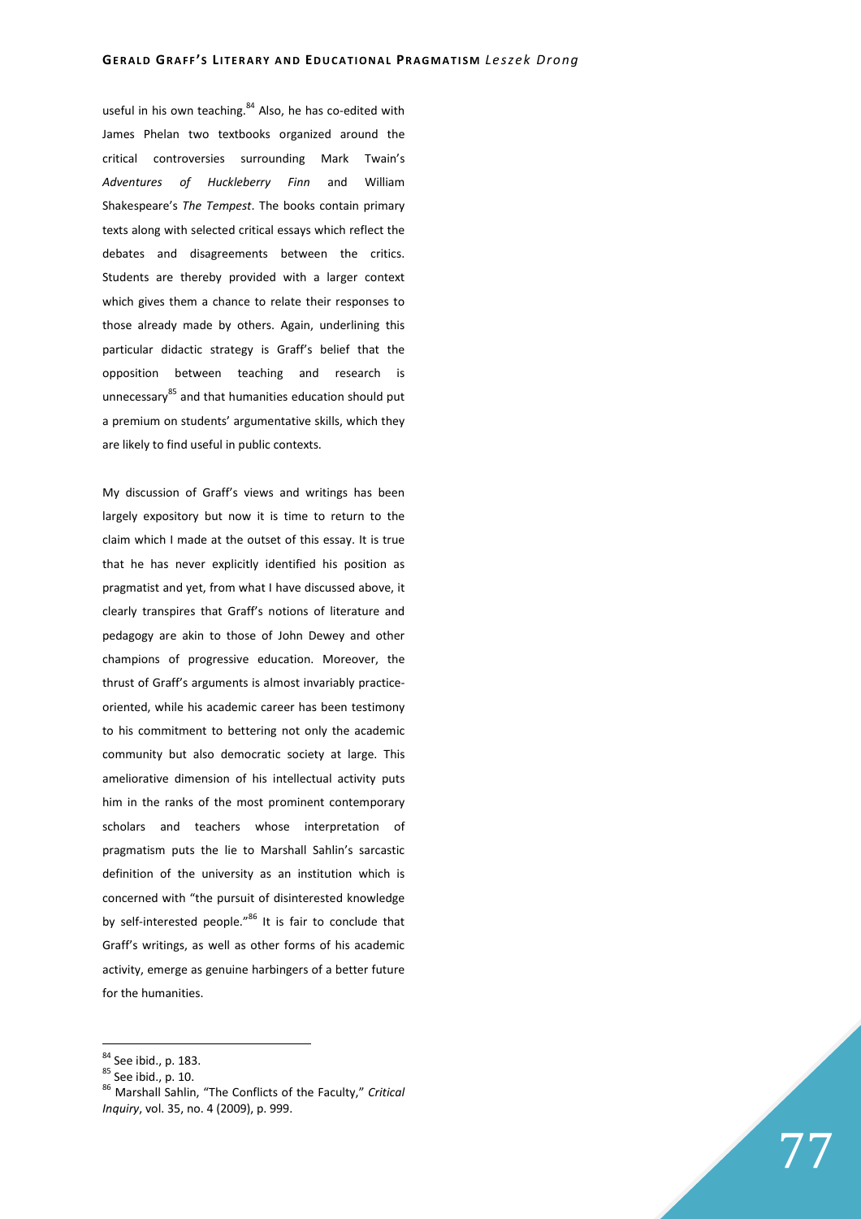useful in his own teaching.[84] Also, he has co-edited with James Phelan two textbooks organized around the critical controversies surrounding Mark Twain's *Adventures of Huckleberry Finn* and William Shakespeare's *The Tempest*. The books contain primary texts along with selected critical essays which reflect the debates and disagreements between the critics. Students are thereby provided with a larger context which gives them a chance to relate their responses to those already made by others. Again, underlining this particular didactic strategy is Graff's belief that the opposition between teaching and research is unnecessary[85] and that humanities education should put a premium on students' argumentative skills, which they are likely to find useful in public contexts.

My discussion of Graff's views and writings has been largely expository but now it is time to return to the claim which I made at the outset of this essay. It is true that he has never explicitly identified his position as pragmatist and yet, from what I have discussed above, it clearly transpires that Graff's notions of literature and pedagogy are akin to those of John Dewey and other champions of progressive education. Moreover, the thrust of Graff's arguments is almost invariably practice-oriented, while his academic career has been testimony to his commitment to bettering not only the academic community but also democratic society at large. This ameliorative dimension of his intellectual activity puts him in the ranks of the most prominent contemporary scholars and teachers whose interpretation of pragmatism puts the lie to Marshall Sahlin's sarcastic definition of the university as an institution which is concerned with "the pursuit of disinterested knowledge by self-interested people."[86] It is fair to conclude that Graff's writings, as well as other forms of his academic activity, emerge as genuine harbingers of a better future for the humanities.

---

[84] See ibid., p. 183.

[85] See ibid., p. 10.

[86] Marshall Sahlin, "The Conflicts of the Faculty," *Critical Inquiry*, vol. 35, no. 4 (2009), p. 999.